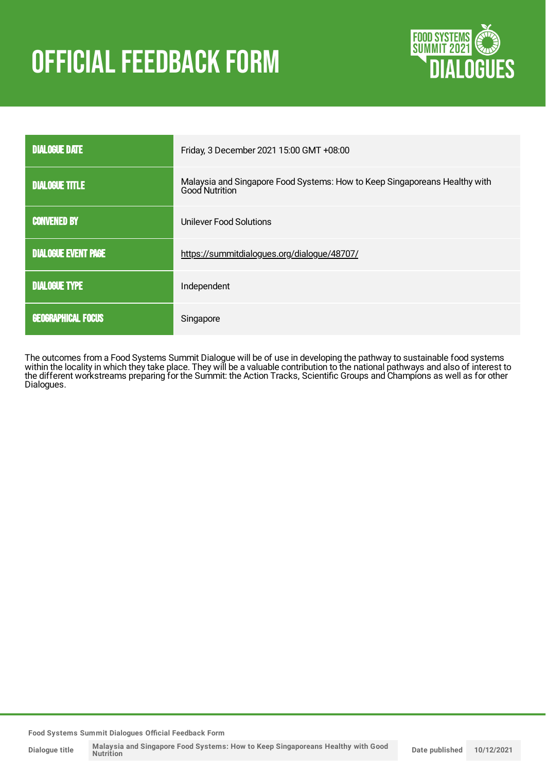# OFFICIAL FEEDBACK FORM

| | |
|---|---|
| DIALOGUE DATE | Friday, 3 December 2021 15:00 GMT +08:00 |
| DIALOGUE TITLE | Malaysia and Singapore Food Systems: How to Keep Singaporeans Healthy with Good Nutrition |
| CONVENED BY | Unilever Food Solutions |
| DIALOGUE EVENT PAGE | https://summitdialogues.org/dialogue/48707/ |
| DIALOGUE TYPE | Independent |
| GEOGRAPHICAL FOCUS | Singapore |

The outcomes from a Food Systems Summit Dialogue will be of use in developing the pathway to sustainable food systems within the locality in which they take place. They will be a valuable contribution to the national pathways and also of interest to the different workstreams preparing for the Summit: the Action Tracks, Scientific Groups and Champions as well as for other Dialogues.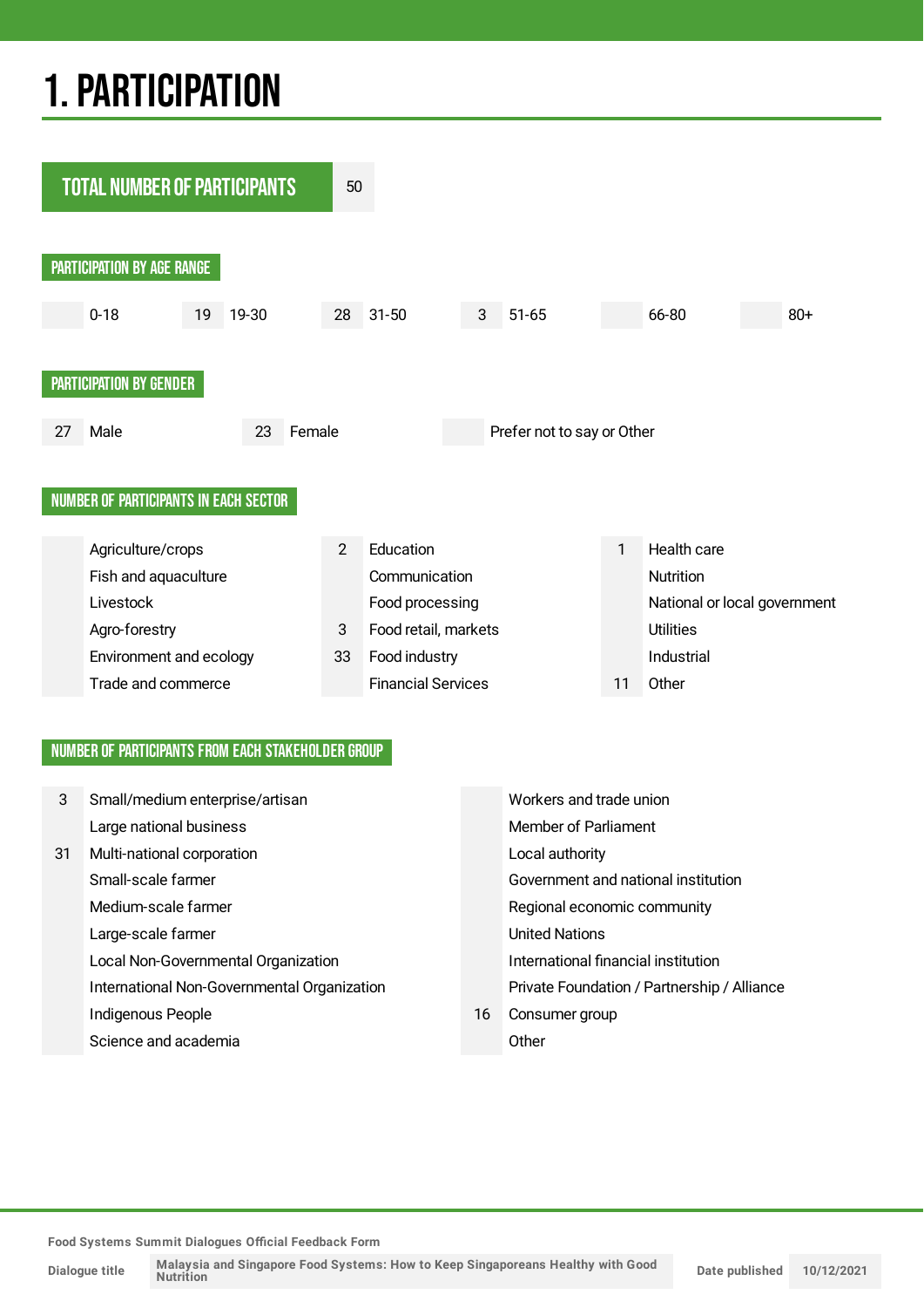# 1. PARTICIPATION

| TOTAL NUMBER OF PARTICIPANTS | 50 |
|---|---|

## PARTICIPATION BY AGE RANGE

| | 0-18 | 19 | 19-30 | 28 | 31-50 | 3 | 51-65 | | 66-80 | | 80+ |
|---|---|---|---|---|---|---|---|---|---|---|---|

## PARTICIPATION BY GENDER

| 27 | Male | 23 | Female | | Prefer not to say or Other |
|---|---|---|---|---|---|

## NUMBER OF PARTICIPANTS IN EACH SECTOR

| | Agriculture/crops | 2 | Education | 1 | Health care |
|---|---|---|---|---|---|
| | Fish and aquaculture | | Communication | | Nutrition |
| | Livestock | | Food processing | | National or local government |
| | Agro-forestry | 3 | Food retail, markets | | Utilities |
| | Environment and ecology | 33 | Food industry | | Industrial |
| | Trade and commerce | | Financial Services | 11 | Other |

## NUMBER OF PARTICIPANTS FROM EACH STAKEHOLDER GROUP

| 3 | Small/medium enterprise/artisan | | Workers and trade union |
|---|---|---|---|
| | Large national business | | Member of Parliament |
| 31 | Multi-national corporation | | Local authority |
| | Small-scale farmer | | Government and national institution |
| | Medium-scale farmer | | Regional economic community |
| | Large-scale farmer | | United Nations |
| | Local Non-Governmental Organization | | International financial institution |
| | International Non-Governmental Organization | | Private Foundation / Partnership / Alliance |
| | Indigenous People | 16 | Consumer group |
| | Science and academia | | Other |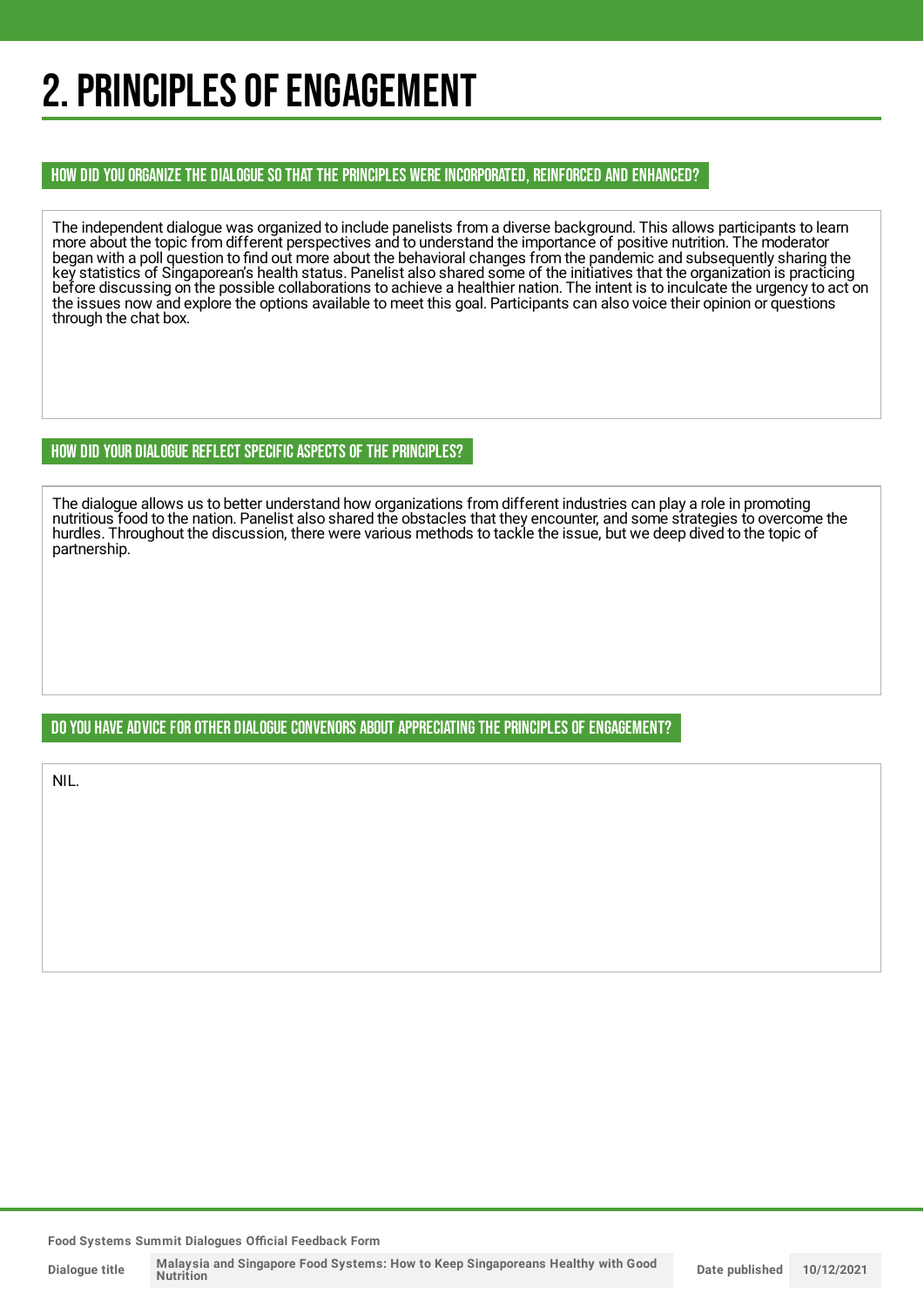# 2. PRINCIPLES OF ENGAGEMENT

### HOW DID YOU ORGANIZE THE DIALOGUE SO THAT THE PRINCIPLES WERE INCORPORATED, REINFORCED AND ENHANCED?

The independent dialogue was organized to include panelists from a diverse background. This allows participants to learn more about the topic from different perspectives and to understand the importance of positive nutrition. The moderator began with a poll question to find out more about the behavioral changes from the pandemic and subsequently sharing the key statistics of Singaporean's health status. Panelist also shared some of the initiatives that the organization is practicing before discussing on the possible collaborations to achieve a healthier nation. The intent is to inculcate the urgency to act on the issues now and explore the options available to meet this goal. Participants can also voice their opinion or questions through the chat box.

### HOW DID YOUR DIALOGUE REFLECT SPECIFIC ASPECTS OF THE PRINCIPLES?

The dialogue allows us to better understand how organizations from different industries can play a role in promoting nutritious food to the nation. Panelist also shared the obstacles that they encounter, and some strategies to overcome the hurdles. Throughout the discussion, there were various methods to tackle the issue, but we deep dived to the topic of partnership.

### DO YOU HAVE ADVICE FOR OTHER DIALOGUE CONVENORS ABOUT APPRECIATING THE PRINCIPLES OF ENGAGEMENT?

NIL.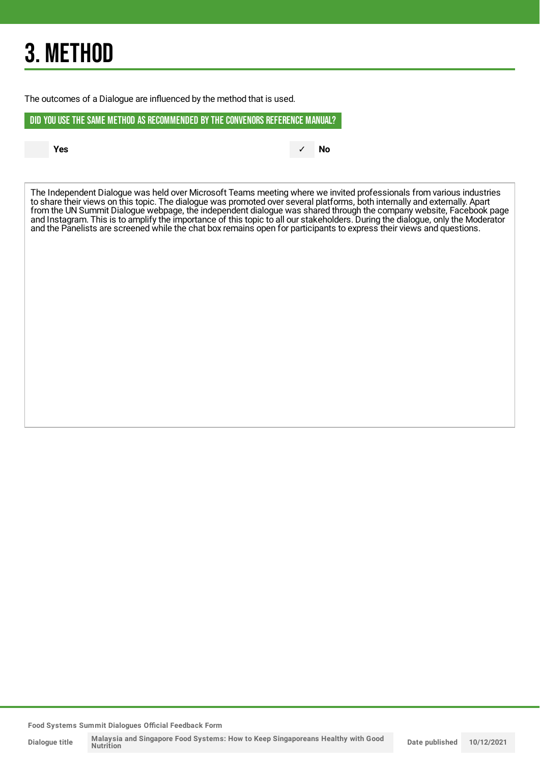# 3. METHOD

The outcomes of a Dialogue are influenced by the method that is used.

## DID YOU USE THE SAME METHOD AS RECOMMENDED BY THE CONVENORS REFERENCE MANUAL?

| | Yes | ✓ | No |
|---|---|---|---|

The Independent Dialogue was held over Microsoft Teams meeting where we invited professionals from various industries to share their views on this topic. The dialogue was promoted over several platforms, both internally and externally. Apart from the UN Summit Dialogue webpage, the independent dialogue was shared through the company website, Facebook page and Instagram. This is to amplify the importance of this topic to all our stakeholders. During the dialogue, only the Moderator and the Panelists are screened while the chat box remains open for participants to express their views and questions.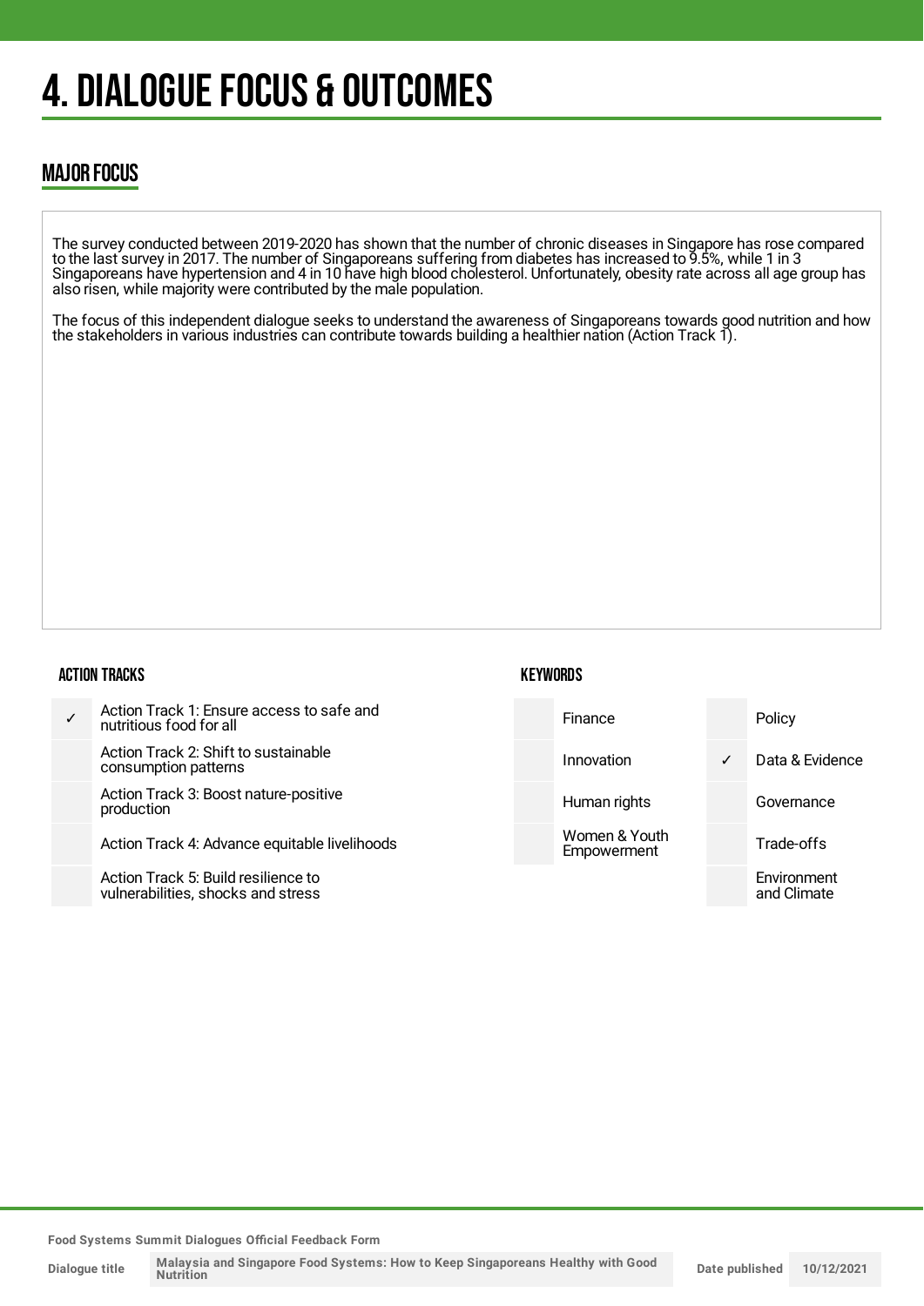# 4. DIALOGUE FOCUS & OUTCOMES

## MAJOR FOCUS

The survey conducted between 2019-2020 has shown that the number of chronic diseases in Singapore has rose compared to the last survey in 2017. The number of Singaporeans suffering from diabetes has increased to 9.5%, while 1 in 3 Singaporeans have hypertension and 4 in 10 have high blood cholesterol. Unfortunately, obesity rate across all age group has also risen, while majority were contributed by the male population.

The focus of this independent dialogue seeks to understand the awareness of Singaporeans towards good nutrition and how the stakeholders in various industries can contribute towards building a healthier nation (Action Track 1).

### ACTION TRACKS

| | |
|---|---|
| ✓ | Action Track 1: Ensure access to safe and nutritious food for all |
| | Action Track 2: Shift to sustainable consumption patterns |
| | Action Track 3: Boost nature-positive production |
| | Action Track 4: Advance equitable livelihoods |
| | Action Track 5: Build resilience to vulnerabilities, shocks and stress |

### KEYWORDS

| | | | |
|---|---|---|---|
| | Finance | | Policy |
| | Innovation | ✓ | Data & Evidence |
| | Human rights | | Governance |
| | Women & Youth Empowerment | | Trade-offs |
| | | | Environment and Climate |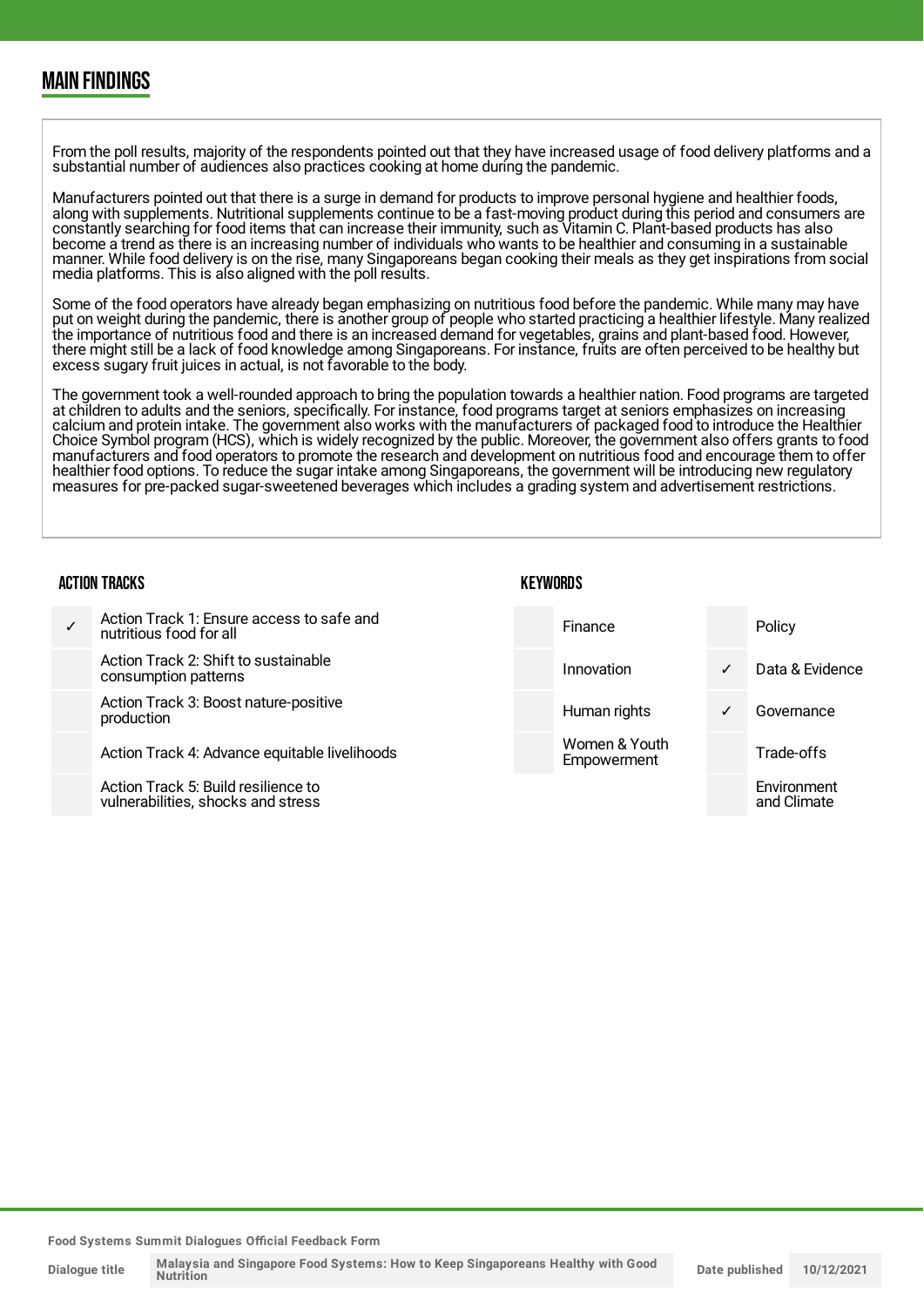## MAIN FINDINGS

From the poll results, majority of the respondents pointed out that they have increased usage of food delivery platforms and a substantial number of audiences also practices cooking at home during the pandemic.

Manufacturers pointed out that there is a surge in demand for products to improve personal hygiene and healthier foods, along with supplements. Nutritional supplements continue to be a fast-moving product during this period and consumers are constantly searching for food items that can increase their immunity, such as Vitamin C. Plant-based products has also become a trend as there is an increasing number of individuals who wants to be healthier and consuming in a sustainable manner. While food delivery is on the rise, many Singaporeans began cooking their meals as they get inspirations from social media platforms. This is also aligned with the poll results.

Some of the food operators have already began emphasizing on nutritious food before the pandemic. While many may have put on weight during the pandemic, there is another group of people who started practicing a healthier lifestyle. Many realized the importance of nutritious food and there is an increased demand for vegetables, grains and plant-based food. However, there might still be a lack of food knowledge among Singaporeans. For instance, fruits are often perceived to be healthy but excess sugary fruit juices in actual, is not favorable to the body.

The government took a well-rounded approach to bring the population towards a healthier nation. Food programs are targeted at children to adults and the seniors, specifically. For instance, food programs target at seniors emphasizes on increasing calcium and protein intake. The government also works with the manufacturers of packaged food to introduce the Healthier Choice Symbol program (HCS), which is widely recognized by the public. Moreover, the government also offers grants to food manufacturers and food operators to promote the research and development on nutritious food and encourage them to offer healthier food options. To reduce the sugar intake among Singaporeans, the government will be introducing new regulatory measures for pre-packed sugar-sweetened beverages which includes a grading system and advertisement restrictions.

### ACTION TRACKS

| | |
|---|---|
| ✓ | Action Track 1: Ensure access to safe and nutritious food for all |
| | Action Track 2: Shift to sustainable consumption patterns |
| | Action Track 3: Boost nature-positive production |
| | Action Track 4: Advance equitable livelihoods |
| | Action Track 5: Build resilience to vulnerabilities, shocks and stress |

### KEYWORDS

| | | | |
|---|---|---|---|
| | Finance | | Policy |
| | Innovation | ✓ | Data & Evidence |
| | Human rights | ✓ | Governance |
| | Women & Youth Empowerment | | Trade-offs |
| | | | Environment and Climate |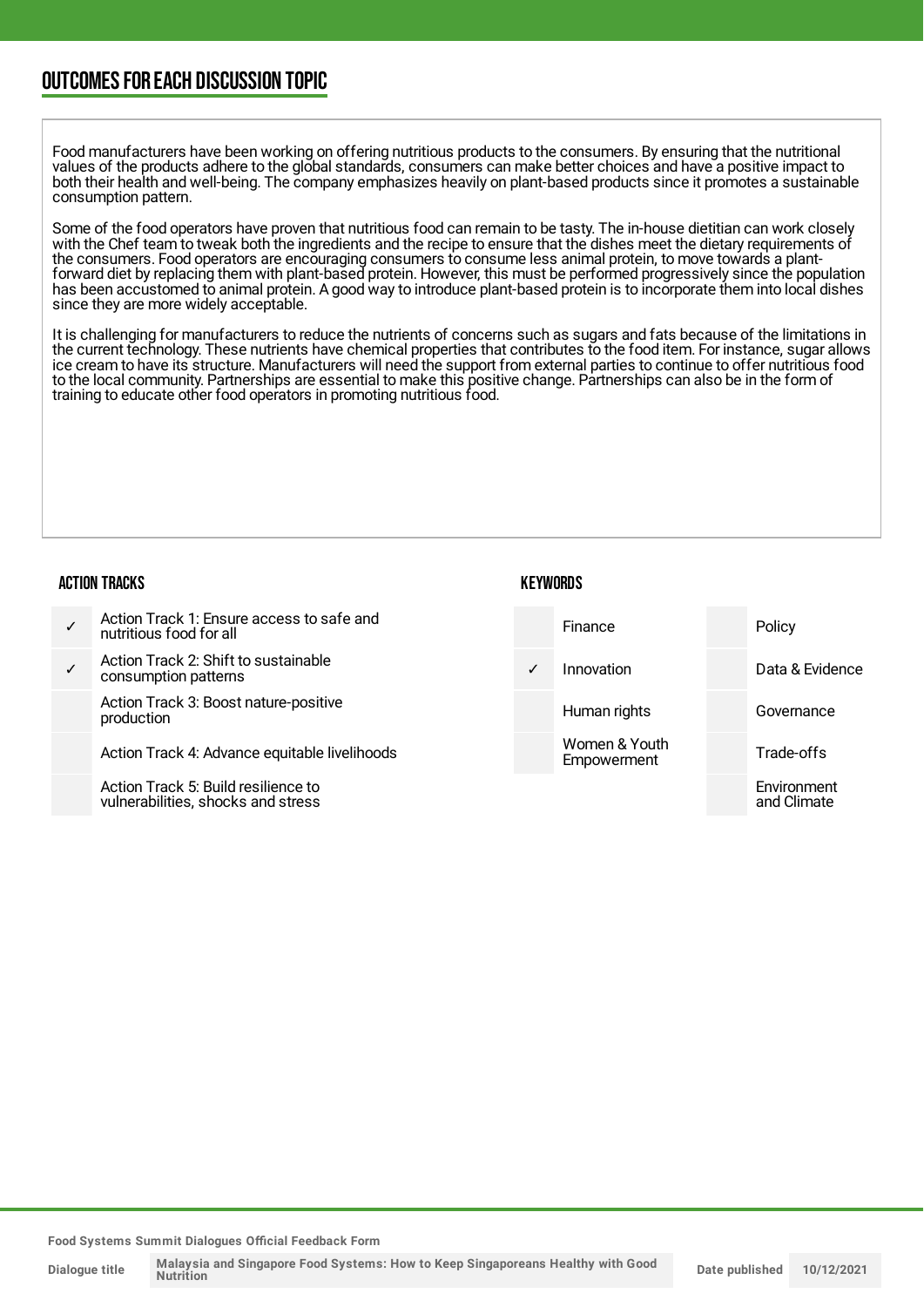## OUTCOMES FOR EACH DISCUSSION TOPIC

Food manufacturers have been working on offering nutritious products to the consumers. By ensuring that the nutritional values of the products adhere to the global standards, consumers can make better choices and have a positive impact to both their health and well-being. The company emphasizes heavily on plant-based products since it promotes a sustainable consumption pattern.

Some of the food operators have proven that nutritious food can remain to be tasty. The in-house dietitian can work closely with the Chef team to tweak both the ingredients and the recipe to ensure that the dishes meet the dietary requirements of the consumers. Food operators are encouraging consumers to consume less animal protein, to move towards a plant-forward diet by replacing them with plant-based protein. However, this must be performed progressively since the population has been accustomed to animal protein. A good way to introduce plant-based protein is to incorporate them into local dishes since they are more widely acceptable.

It is challenging for manufacturers to reduce the nutrients of concerns such as sugars and fats because of the limitations in the current technology. These nutrients have chemical properties that contributes to the food item. For instance, sugar allows ice cream to have its structure. Manufacturers will need the support from external parties to continue to offer nutritious food to the local community. Partnerships are essential to make this positive change. Partnerships can also be in the form of training to educate other food operators in promoting nutritious food.

### ACTION TRACKS

| | |
|---|---|
| ✓ | Action Track 1: Ensure access to safe and nutritious food for all |
| ✓ | Action Track 2: Shift to sustainable consumption patterns |
| | Action Track 3: Boost nature-positive production |
| | Action Track 4: Advance equitable livelihoods |
| | Action Track 5: Build resilience to vulnerabilities, shocks and stress |

### KEYWORDS

| | | | |
|---|---|---|---|
| | Finance | | Policy |
| ✓ | Innovation | | Data & Evidence |
| | Human rights | | Governance |
| | Women & Youth Empowerment | | Trade-offs |
| | | | Environment and Climate |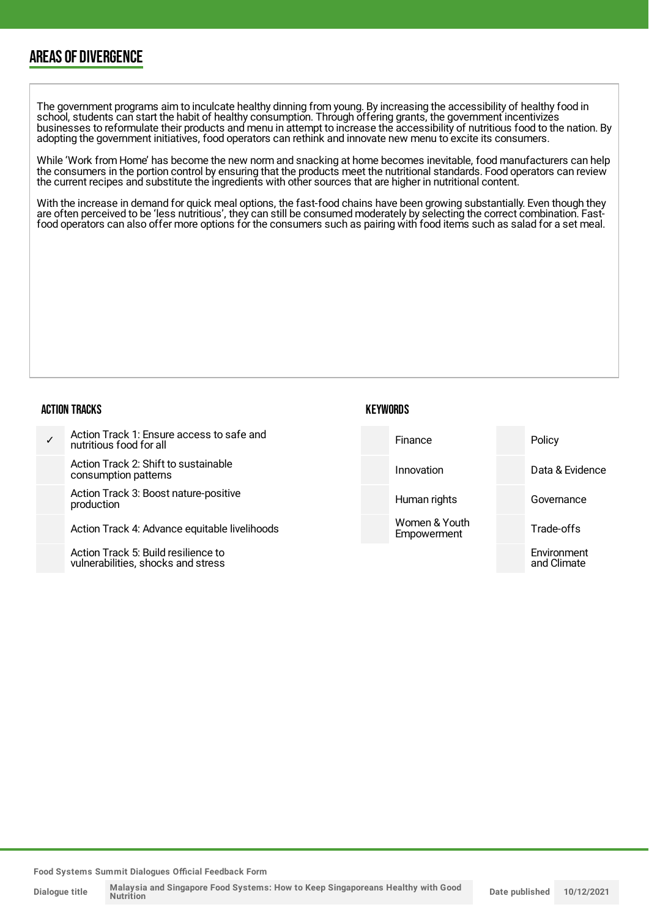## AREAS OF DIVERGENCE

The government programs aim to inculcate healthy dinning from young. By increasing the accessibility of healthy food in school, students can start the habit of healthy consumption. Through offering grants, the government incentivizes businesses to reformulate their products and menu in attempt to increase the accessibility of nutritious food to the nation. By adopting the government initiatives, food operators can rethink and innovate new menu to excite its consumers.

While 'Work from Home' has become the new norm and snacking at home becomes inevitable, food manufacturers can help the consumers in the portion control by ensuring that the products meet the nutritional standards. Food operators can review the current recipes and substitute the ingredients with other sources that are higher in nutritional content.

With the increase in demand for quick meal options, the fast-food chains have been growing substantially. Even though they are often perceived to be 'less nutritious', they can still be consumed moderately by selecting the correct combination. Fast-food operators can also offer more options for the consumers such as pairing with food items such as salad for a set meal.

### ACTION TRACKS

| | |
|---|---|
| ✓ | Action Track 1: Ensure access to safe and nutritious food for all |
| | Action Track 2: Shift to sustainable consumption patterns |
| | Action Track 3: Boost nature-positive production |
| | Action Track 4: Advance equitable livelihoods |
| | Action Track 5: Build resilience to vulnerabilities, shocks and stress |

### KEYWORDS

| | | | |
|---|---|---|---|
| | Finance | | Policy |
| | Innovation | | Data & Evidence |
| | Human rights | | Governance |
| | Women & Youth Empowerment | | Trade-offs |
| | | | Environment and Climate |